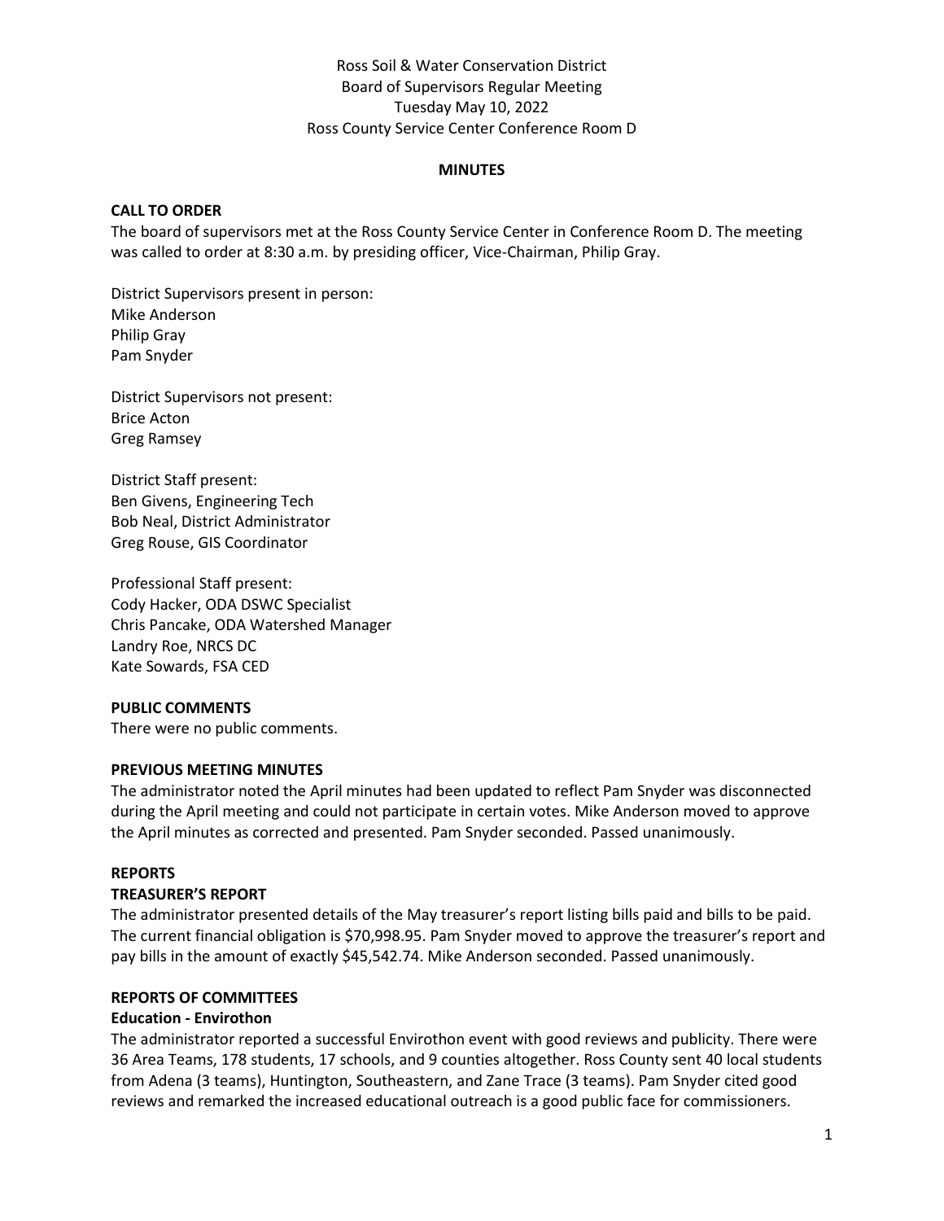Ross Soil & Water Conservation District
Board of Supervisors Regular Meeting
Tuesday May 10, 2022
Ross County Service Center Conference Room D

# MINUTES

## CALL TO ORDER

The board of supervisors met at the Ross County Service Center in Conference Room D. The meeting was called to order at 8:30 a.m. by presiding officer, Vice-Chairman, Philip Gray.

District Supervisors present in person:
Mike Anderson
Philip Gray
Pam Snyder

District Supervisors not present:
Brice Acton
Greg Ramsey

District Staff present:
Ben Givens, Engineering Tech
Bob Neal, District Administrator
Greg Rouse, GIS Coordinator

Professional Staff present:
Cody Hacker, ODA DSWC Specialist
Chris Pancake, ODA Watershed Manager
Landry Roe, NRCS DC
Kate Sowards, FSA CED

## PUBLIC COMMENTS

There were no public comments.

## PREVIOUS MEETING MINUTES

The administrator noted the April minutes had been updated to reflect Pam Snyder was disconnected during the April meeting and could not participate in certain votes. Mike Anderson moved to approve the April minutes as corrected and presented. Pam Snyder seconded. Passed unanimously.

## REPORTS

### TREASURER'S REPORT

The administrator presented details of the May treasurer's report listing bills paid and bills to be paid. The current financial obligation is $70,998.95. Pam Snyder moved to approve the treasurer's report and pay bills in the amount of exactly $45,542.74. Mike Anderson seconded. Passed unanimously.

## REPORTS OF COMMITTEES

### Education - Envirothon

The administrator reported a successful Envirothon event with good reviews and publicity. There were 36 Area Teams, 178 students, 17 schools, and 9 counties altogether. Ross County sent 40 local students from Adena (3 teams), Huntington, Southeastern, and Zane Trace (3 teams). Pam Snyder cited good reviews and remarked the increased educational outreach is a good public face for commissioners.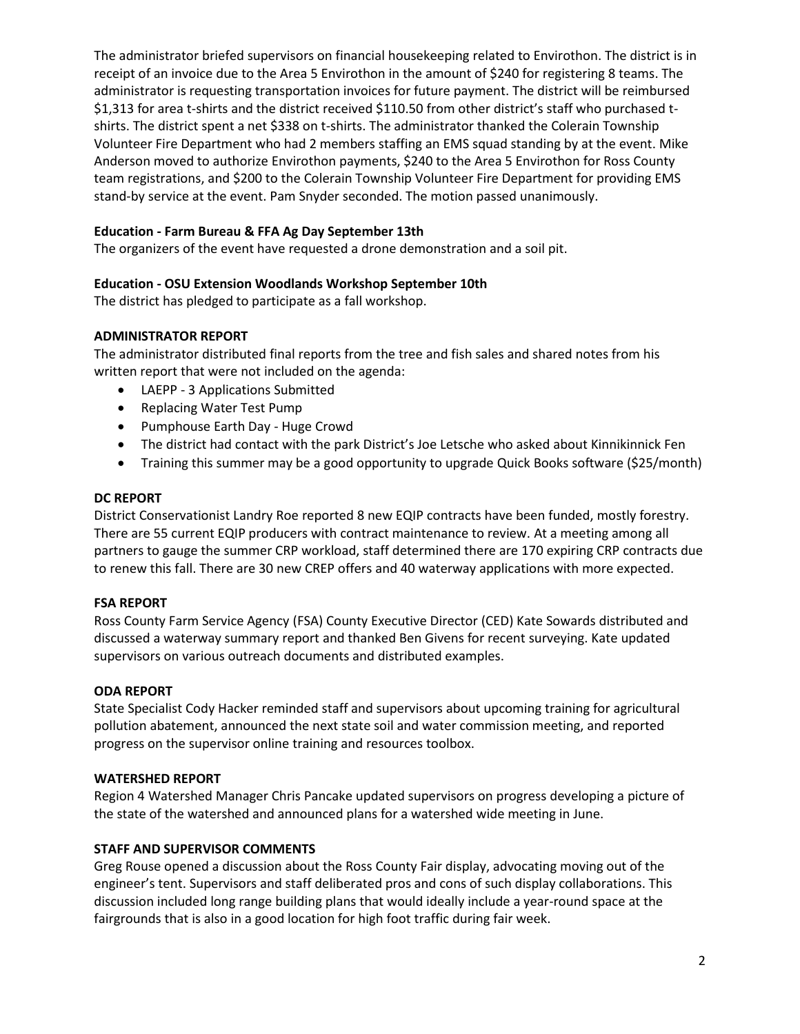The administrator briefed supervisors on financial housekeeping related to Envirothon. The district is in receipt of an invoice due to the Area 5 Envirothon in the amount of $240 for registering 8 teams. The administrator is requesting transportation invoices for future payment. The district will be reimbursed $1,313 for area t-shirts and the district received $110.50 from other district's staff who purchased t-shirts. The district spent a net $338 on t-shirts. The administrator thanked the Colerain Township Volunteer Fire Department who had 2 members staffing an EMS squad standing by at the event. Mike Anderson moved to authorize Envirothon payments, $240 to the Area 5 Envirothon for Ross County team registrations, and $200 to the Colerain Township Volunteer Fire Department for providing EMS stand-by service at the event. Pam Snyder seconded. The motion passed unanimously.

**Education - Farm Bureau & FFA Ag Day September 13th**

The organizers of the event have requested a drone demonstration and a soil pit.

**Education - OSU Extension Woodlands Workshop September 10th**

The district has pledged to participate as a fall workshop.

**ADMINISTRATOR REPORT**

The administrator distributed final reports from the tree and fish sales and shared notes from his written report that were not included on the agenda:

- LAEPP - 3 Applications Submitted
- Replacing Water Test Pump
- Pumphouse Earth Day - Huge Crowd
- The district had contact with the park District's Joe Letsche who asked about Kinnikinnick Fen
- Training this summer may be a good opportunity to upgrade Quick Books software ($25/month)

**DC REPORT**

District Conservationist Landry Roe reported 8 new EQIP contracts have been funded, mostly forestry. There are 55 current EQIP producers with contract maintenance to review. At a meeting among all partners to gauge the summer CRP workload, staff determined there are 170 expiring CRP contracts due to renew this fall. There are 30 new CREP offers and 40 waterway applications with more expected.

**FSA REPORT**

Ross County Farm Service Agency (FSA) County Executive Director (CED) Kate Sowards distributed and discussed a waterway summary report and thanked Ben Givens for recent surveying. Kate updated supervisors on various outreach documents and distributed examples.

**ODA REPORT**

State Specialist Cody Hacker reminded staff and supervisors about upcoming training for agricultural pollution abatement, announced the next state soil and water commission meeting, and reported progress on the supervisor online training and resources toolbox.

**WATERSHED REPORT**

Region 4 Watershed Manager Chris Pancake updated supervisors on progress developing a picture of the state of the watershed and announced plans for a watershed wide meeting in June.

**STAFF AND SUPERVISOR COMMENTS**

Greg Rouse opened a discussion about the Ross County Fair display, advocating moving out of the engineer's tent. Supervisors and staff deliberated pros and cons of such display collaborations. This discussion included long range building plans that would ideally include a year-round space at the fairgrounds that is also in a good location for high foot traffic during fair week.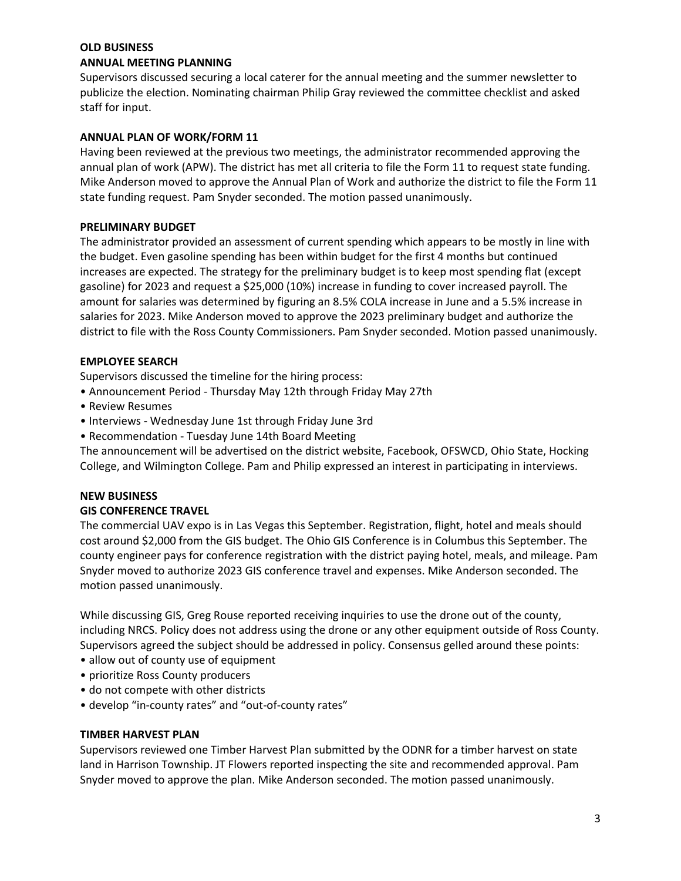## OLD BUSINESS

### ANNUAL MEETING PLANNING

Supervisors discussed securing a local caterer for the annual meeting and the summer newsletter to publicize the election. Nominating chairman Philip Gray reviewed the committee checklist and asked staff for input.

### ANNUAL PLAN OF WORK/FORM 11

Having been reviewed at the previous two meetings, the administrator recommended approving the annual plan of work (APW). The district has met all criteria to file the Form 11 to request state funding. Mike Anderson moved to approve the Annual Plan of Work and authorize the district to file the Form 11 state funding request. Pam Snyder seconded. The motion passed unanimously.

### PRELIMINARY BUDGET

The administrator provided an assessment of current spending which appears to be mostly in line with the budget. Even gasoline spending has been within budget for the first 4 months but continued increases are expected. The strategy for the preliminary budget is to keep most spending flat (except gasoline) for 2023 and request a $25,000 (10%) increase in funding to cover increased payroll. The amount for salaries was determined by figuring an 8.5% COLA increase in June and a 5.5% increase in salaries for 2023. Mike Anderson moved to approve the 2023 preliminary budget and authorize the district to file with the Ross County Commissioners. Pam Snyder seconded. Motion passed unanimously.

### EMPLOYEE SEARCH

Supervisors discussed the timeline for the hiring process:

- Announcement Period - Thursday May 12th through Friday May 27th
- Review Resumes
- Interviews - Wednesday June 1st through Friday June 3rd
- Recommendation - Tuesday June 14th Board Meeting

The announcement will be advertised on the district website, Facebook, OFSWCD, Ohio State, Hocking College, and Wilmington College. Pam and Philip expressed an interest in participating in interviews.

## NEW BUSINESS

### GIS CONFERENCE TRAVEL

The commercial UAV expo is in Las Vegas this September. Registration, flight, hotel and meals should cost around $2,000 from the GIS budget. The Ohio GIS Conference is in Columbus this September. The county engineer pays for conference registration with the district paying hotel, meals, and mileage. Pam Snyder moved to authorize 2023 GIS conference travel and expenses. Mike Anderson seconded. The motion passed unanimously.

While discussing GIS, Greg Rouse reported receiving inquiries to use the drone out of the county, including NRCS. Policy does not address using the drone or any other equipment outside of Ross County. Supervisors agreed the subject should be addressed in policy. Consensus gelled around these points:

- allow out of county use of equipment
- prioritize Ross County producers
- do not compete with other districts
- develop "in-county rates" and "out-of-county rates"

### TIMBER HARVEST PLAN

Supervisors reviewed one Timber Harvest Plan submitted by the ODNR for a timber harvest on state land in Harrison Township. JT Flowers reported inspecting the site and recommended approval. Pam Snyder moved to approve the plan. Mike Anderson seconded. The motion passed unanimously.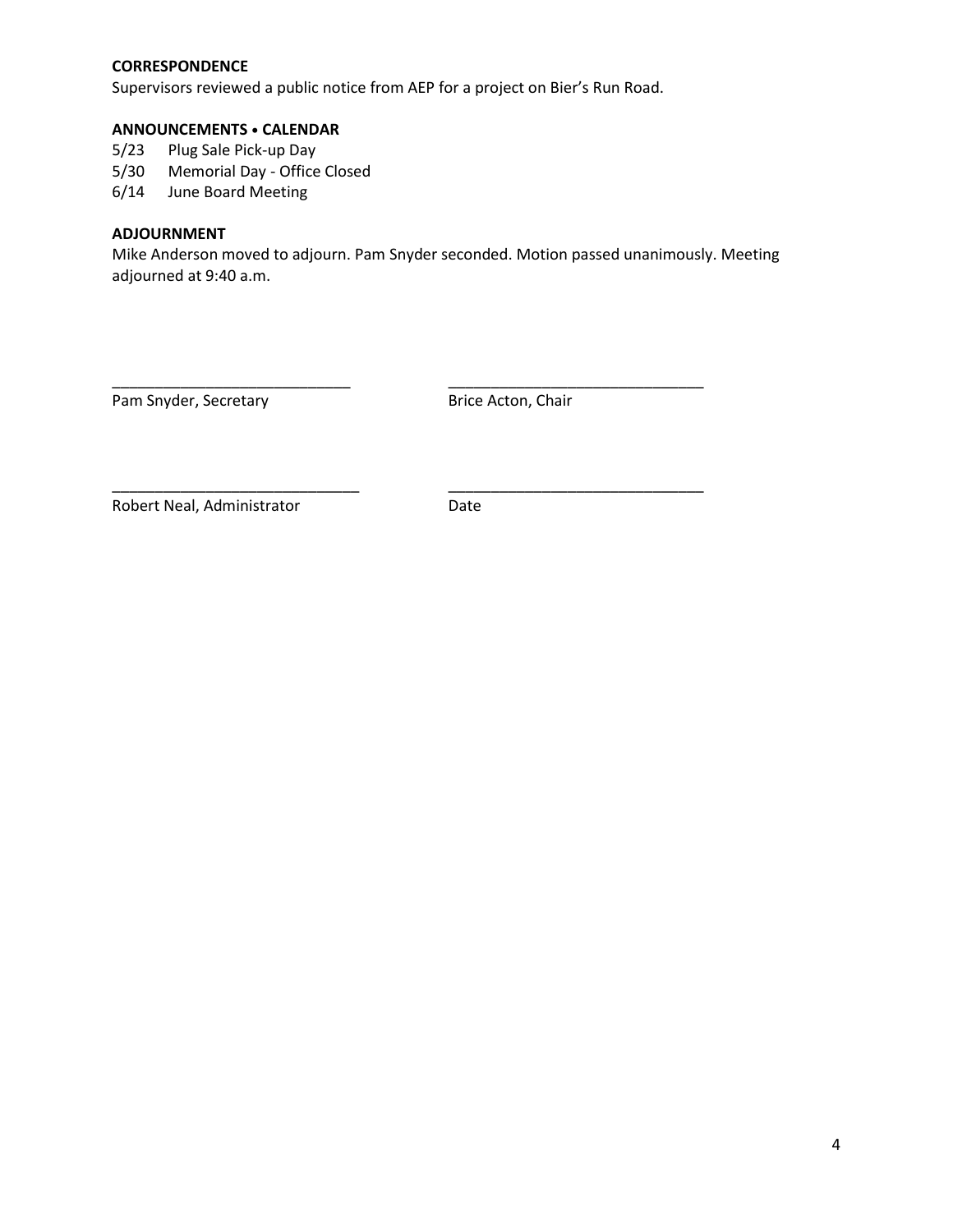**CORRESPONDENCE**

Supervisors reviewed a public notice from AEP for a project on Bier's Run Road.

**ANNOUNCEMENTS • CALENDAR**

5/23 Plug Sale Pick-up Day
5/30 Memorial Day - Office Closed
6/14 June Board Meeting

**ADJOURNMENT**

Mike Anderson moved to adjourn. Pam Snyder seconded. Motion passed unanimously. Meeting adjourned at 9:40 a.m.

| | |
|---|---|
| ____________________________ | ______________________________ |
| Pam Snyder, Secretary | Brice Acton, Chair |
| ____________________________ | ______________________________ |
| Robert Neal, Administrator | Date |